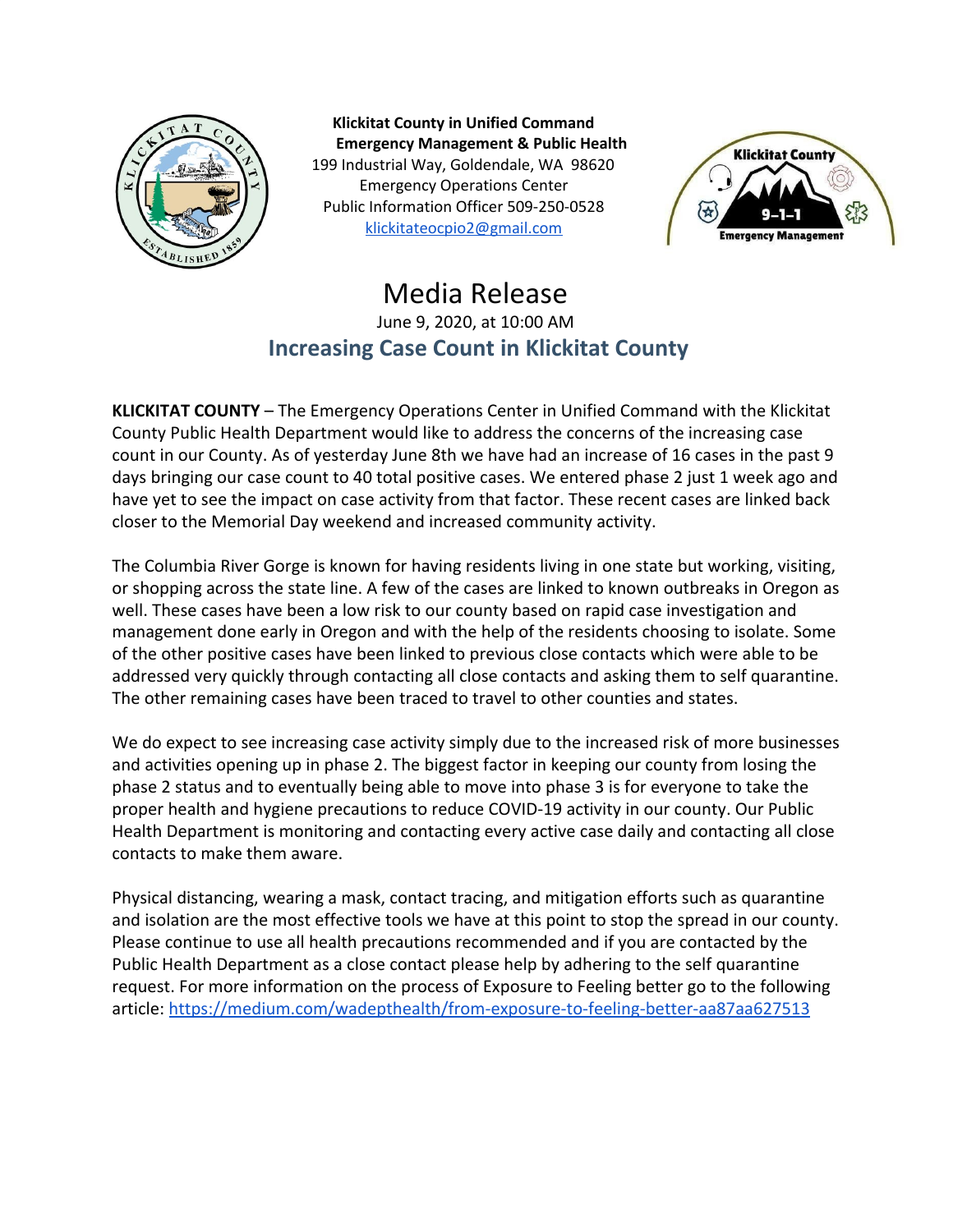**Klickitat County in Unified Command**
**Emergency Management & Public Health**
199 Industrial Way, Goldendale, WA 98620
Emergency Operations Center
Public Information Officer 509-250-0528
klickitateocpio2@gmail.com

# Media Release

June 9, 2020, at 10:00 AM

## Increasing Case Count in Klickitat County

**KLICKITAT COUNTY** – The Emergency Operations Center in Unified Command with the Klickitat County Public Health Department would like to address the concerns of the increasing case count in our County. As of yesterday June 8th we have had an increase of 16 cases in the past 9 days bringing our case count to 40 total positive cases. We entered phase 2 just 1 week ago and have yet to see the impact on case activity from that factor. These recent cases are linked back closer to the Memorial Day weekend and increased community activity.

The Columbia River Gorge is known for having residents living in one state but working, visiting, or shopping across the state line. A few of the cases are linked to known outbreaks in Oregon as well. These cases have been a low risk to our county based on rapid case investigation and management done early in Oregon and with the help of the residents choosing to isolate. Some of the other positive cases have been linked to previous close contacts which were able to be addressed very quickly through contacting all close contacts and asking them to self quarantine. The other remaining cases have been traced to travel to other counties and states.

We do expect to see increasing case activity simply due to the increased risk of more businesses and activities opening up in phase 2. The biggest factor in keeping our county from losing the phase 2 status and to eventually being able to move into phase 3 is for everyone to take the proper health and hygiene precautions to reduce COVID-19 activity in our county. Our Public Health Department is monitoring and contacting every active case daily and contacting all close contacts to make them aware.

Physical distancing, wearing a mask, contact tracing, and mitigation efforts such as quarantine and isolation are the most effective tools we have at this point to stop the spread in our county. Please continue to use all health precautions recommended and if you are contacted by the Public Health Department as a close contact please help by adhering to the self quarantine request. For more information on the process of Exposure to Feeling better go to the following article: https://medium.com/wadepthealth/from-exposure-to-feeling-better-aa87aa627513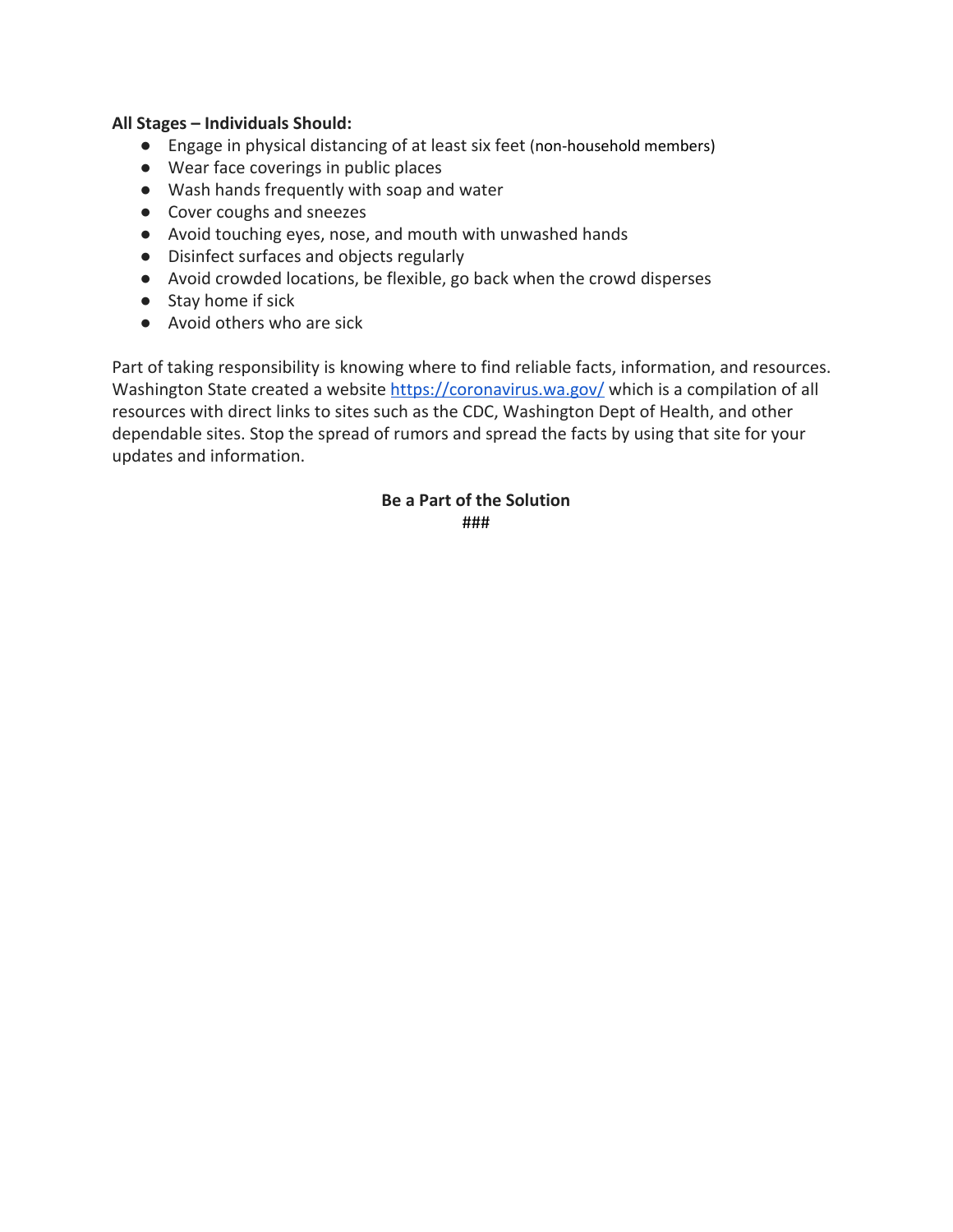**All Stages – Individuals Should:**

- Engage in physical distancing of at least six feet (non-household members)
- Wear face coverings in public places
- Wash hands frequently with soap and water
- Cover coughs and sneezes
- Avoid touching eyes, nose, and mouth with unwashed hands
- Disinfect surfaces and objects regularly
- Avoid crowded locations, be flexible, go back when the crowd disperses
- Stay home if sick
- Avoid others who are sick

Part of taking responsibility is knowing where to find reliable facts, information, and resources. Washington State created a website https://coronavirus.wa.gov/ which is a compilation of all resources with direct links to sites such as the CDC, Washington Dept of Health, and other dependable sites. Stop the spread of rumors and spread the facts by using that site for your updates and information.

**Be a Part of the Solution**

###